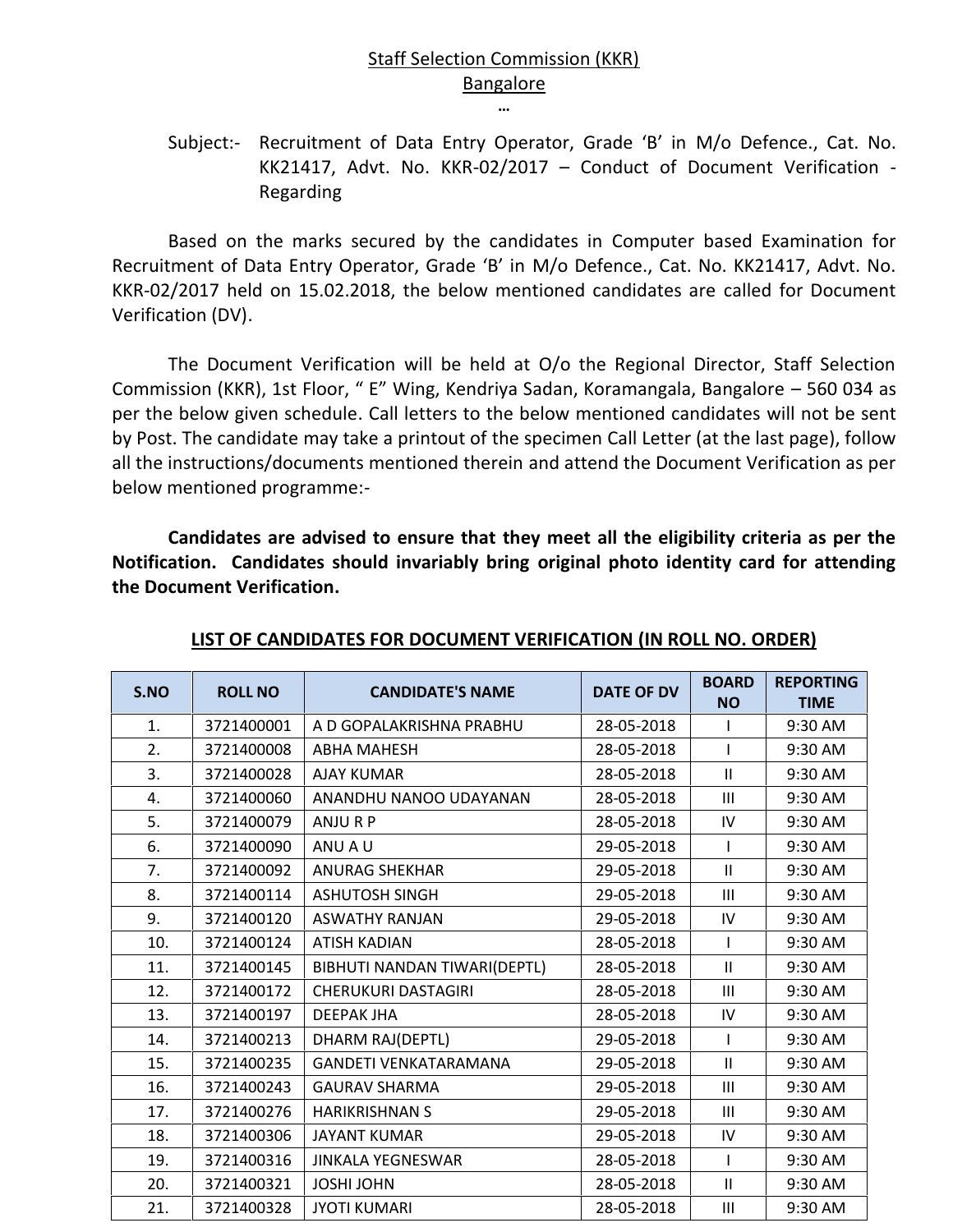Staff Selection Commission (KKR)
Bangalore
…

Subject:- Recruitment of Data Entry Operator, Grade 'B' in M/o Defence., Cat. No. KK21417, Advt. No. KKR-02/2017 – Conduct of Document Verification - Regarding

Based on the marks secured by the candidates in Computer based Examination for Recruitment of Data Entry Operator, Grade 'B' in M/o Defence., Cat. No. KK21417, Advt. No. KKR-02/2017 held on 15.02.2018, the below mentioned candidates are called for Document Verification (DV).

The Document Verification will be held at O/o the Regional Director, Staff Selection Commission (KKR), 1st Floor, " E" Wing, Kendriya Sadan, Koramangala, Bangalore – 560 034 as per the below given schedule. Call letters to the below mentioned candidates will not be sent by Post. The candidate may take a printout of the specimen Call Letter (at the last page), follow all the instructions/documents mentioned therein and attend the Document Verification as per below mentioned programme:-

**Candidates are advised to ensure that they meet all the eligibility criteria as per the Notification. Candidates should invariably bring original photo identity card for attending the Document Verification.**

## LIST OF CANDIDATES FOR DOCUMENT VERIFICATION (IN ROLL NO. ORDER)

| S.NO | ROLL NO | CANDIDATE'S NAME | DATE OF DV | BOARD NO | REPORTING TIME |
|---|---|---|---|---|---|
| 1. | 3721400001 | A D GOPALAKRISHNA PRABHU | 28-05-2018 | I | 9:30 AM |
| 2. | 3721400008 | ABHA MAHESH | 28-05-2018 | I | 9:30 AM |
| 3. | 3721400028 | AJAY KUMAR | 28-05-2018 | II | 9:30 AM |
| 4. | 3721400060 | ANANDHU NANOO UDAYANAN | 28-05-2018 | III | 9:30 AM |
| 5. | 3721400079 | ANJU R P | 28-05-2018 | IV | 9:30 AM |
| 6. | 3721400090 | ANU A U | 29-05-2018 | I | 9:30 AM |
| 7. | 3721400092 | ANURAG SHEKHAR | 29-05-2018 | II | 9:30 AM |
| 8. | 3721400114 | ASHUTOSH SINGH | 29-05-2018 | III | 9:30 AM |
| 9. | 3721400120 | ASWATHY RANJAN | 29-05-2018 | IV | 9:30 AM |
| 10. | 3721400124 | ATISH KADIAN | 28-05-2018 | I | 9:30 AM |
| 11. | 3721400145 | BIBHUTI NANDAN TIWARI(DEPTL) | 28-05-2018 | II | 9:30 AM |
| 12. | 3721400172 | CHERUKURI DASTAGIRI | 28-05-2018 | III | 9:30 AM |
| 13. | 3721400197 | DEEPAK JHA | 28-05-2018 | IV | 9:30 AM |
| 14. | 3721400213 | DHARM RAJ(DEPTL) | 29-05-2018 | I | 9:30 AM |
| 15. | 3721400235 | GANDETI VENKATARAMANA | 29-05-2018 | II | 9:30 AM |
| 16. | 3721400243 | GAURAV SHARMA | 29-05-2018 | III | 9:30 AM |
| 17. | 3721400276 | HARIKRISHNAN S | 29-05-2018 | III | 9:30 AM |
| 18. | 3721400306 | JAYANT KUMAR | 29-05-2018 | IV | 9:30 AM |
| 19. | 3721400316 | JINKALA YEGNESWAR | 28-05-2018 | I | 9:30 AM |
| 20. | 3721400321 | JOSHI JOHN | 28-05-2018 | II | 9:30 AM |
| 21. | 3721400328 | JYOTI KUMARI | 28-05-2018 | III | 9:30 AM |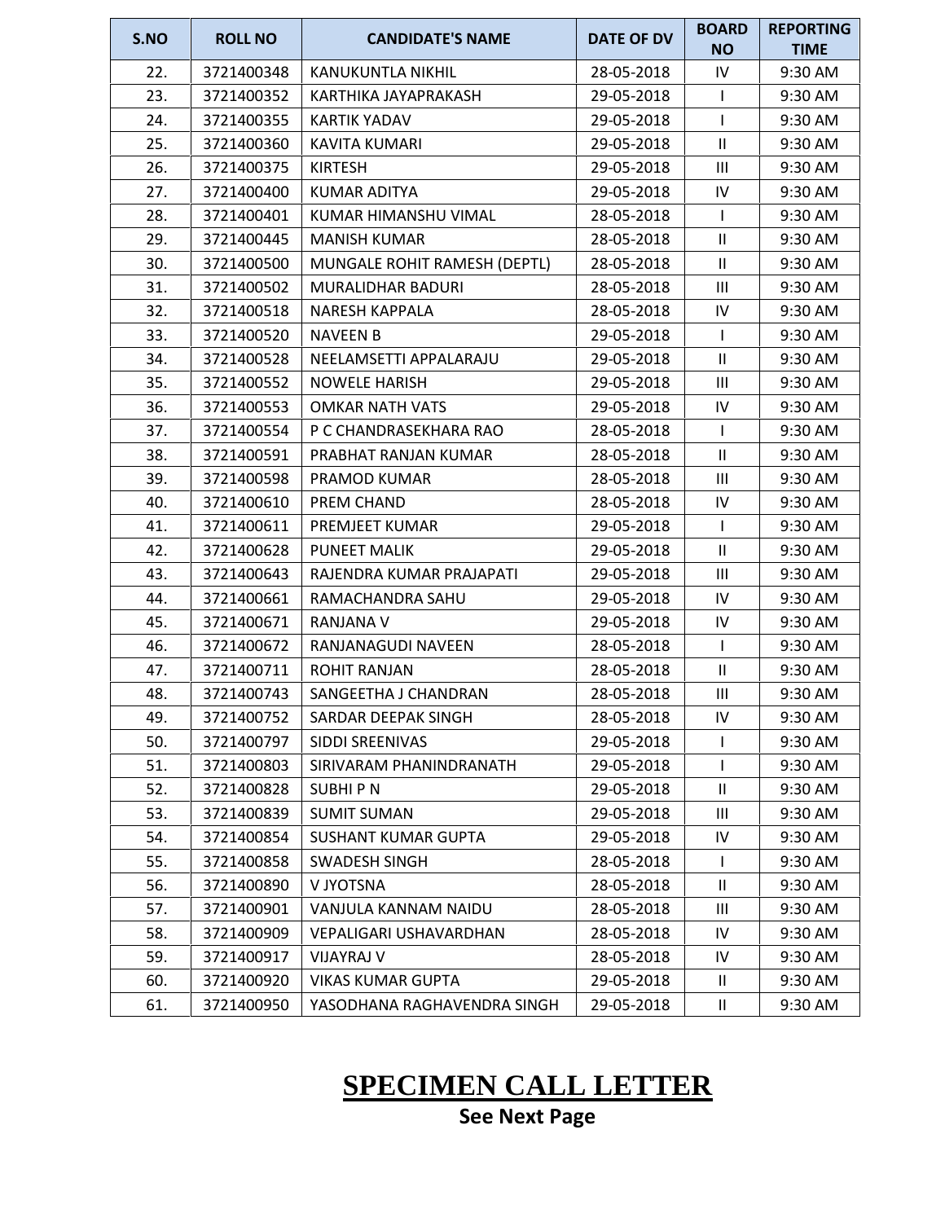| S.NO | ROLL NO | CANDIDATE'S NAME | DATE OF DV | BOARD NO | REPORTING TIME |
|---|---|---|---|---|---|
| 22. | 3721400348 | KANUKUNTLA NIKHIL | 28-05-2018 | IV | 9:30 AM |
| 23. | 3721400352 | KARTHIKA JAYAPRAKASH | 29-05-2018 | I | 9:30 AM |
| 24. | 3721400355 | KARTIK YADAV | 29-05-2018 | I | 9:30 AM |
| 25. | 3721400360 | KAVITA KUMARI | 29-05-2018 | II | 9:30 AM |
| 26. | 3721400375 | KIRTESH | 29-05-2018 | III | 9:30 AM |
| 27. | 3721400400 | KUMAR ADITYA | 29-05-2018 | IV | 9:30 AM |
| 28. | 3721400401 | KUMAR HIMANSHU VIMAL | 28-05-2018 | I | 9:30 AM |
| 29. | 3721400445 | MANISH KUMAR | 28-05-2018 | II | 9:30 AM |
| 30. | 3721400500 | MUNGALE ROHIT RAMESH (DEPTL) | 28-05-2018 | II | 9:30 AM |
| 31. | 3721400502 | MURALIDHAR BADURI | 28-05-2018 | III | 9:30 AM |
| 32. | 3721400518 | NARESH KAPPALA | 28-05-2018 | IV | 9:30 AM |
| 33. | 3721400520 | NAVEEN B | 29-05-2018 | I | 9:30 AM |
| 34. | 3721400528 | NEELAMSETTI APPALARAJU | 29-05-2018 | II | 9:30 AM |
| 35. | 3721400552 | NOWELE HARISH | 29-05-2018 | III | 9:30 AM |
| 36. | 3721400553 | OMKAR NATH VATS | 29-05-2018 | IV | 9:30 AM |
| 37. | 3721400554 | P C CHANDRASEKHARA RAO | 28-05-2018 | I | 9:30 AM |
| 38. | 3721400591 | PRABHAT RANJAN KUMAR | 28-05-2018 | II | 9:30 AM |
| 39. | 3721400598 | PRAMOD KUMAR | 28-05-2018 | III | 9:30 AM |
| 40. | 3721400610 | PREM CHAND | 28-05-2018 | IV | 9:30 AM |
| 41. | 3721400611 | PREMJEET KUMAR | 29-05-2018 | I | 9:30 AM |
| 42. | 3721400628 | PUNEET MALIK | 29-05-2018 | II | 9:30 AM |
| 43. | 3721400643 | RAJENDRA KUMAR PRAJAPATI | 29-05-2018 | III | 9:30 AM |
| 44. | 3721400661 | RAMACHANDRA SAHU | 29-05-2018 | IV | 9:30 AM |
| 45. | 3721400671 | RANJANA V | 29-05-2018 | IV | 9:30 AM |
| 46. | 3721400672 | RANJANAGUDI NAVEEN | 28-05-2018 | I | 9:30 AM |
| 47. | 3721400711 | ROHIT RANJAN | 28-05-2018 | II | 9:30 AM |
| 48. | 3721400743 | SANGEETHA J CHANDRAN | 28-05-2018 | III | 9:30 AM |
| 49. | 3721400752 | SARDAR DEEPAK SINGH | 28-05-2018 | IV | 9:30 AM |
| 50. | 3721400797 | SIDDI SREENIVAS | 29-05-2018 | I | 9:30 AM |
| 51. | 3721400803 | SIRIVARAM PHANINDRANATH | 29-05-2018 | I | 9:30 AM |
| 52. | 3721400828 | SUBHI P N | 29-05-2018 | II | 9:30 AM |
| 53. | 3721400839 | SUMIT SUMAN | 29-05-2018 | III | 9:30 AM |
| 54. | 3721400854 | SUSHANT KUMAR GUPTA | 29-05-2018 | IV | 9:30 AM |
| 55. | 3721400858 | SWADESH SINGH | 28-05-2018 | I | 9:30 AM |
| 56. | 3721400890 | V JYOTSNA | 28-05-2018 | II | 9:30 AM |
| 57. | 3721400901 | VANJULA KANNAM NAIDU | 28-05-2018 | III | 9:30 AM |
| 58. | 3721400909 | VEPALIGARI USHAVARDHAN | 28-05-2018 | IV | 9:30 AM |
| 59. | 3721400917 | VIJAYRAJ V | 28-05-2018 | IV | 9:30 AM |
| 60. | 3721400920 | VIKAS KUMAR GUPTA | 29-05-2018 | II | 9:30 AM |
| 61. | 3721400950 | YASODHANA RAGHAVENDRA SINGH | 29-05-2018 | II | 9:30 AM |

## SPECIMEN CALL LETTER

**See Next Page**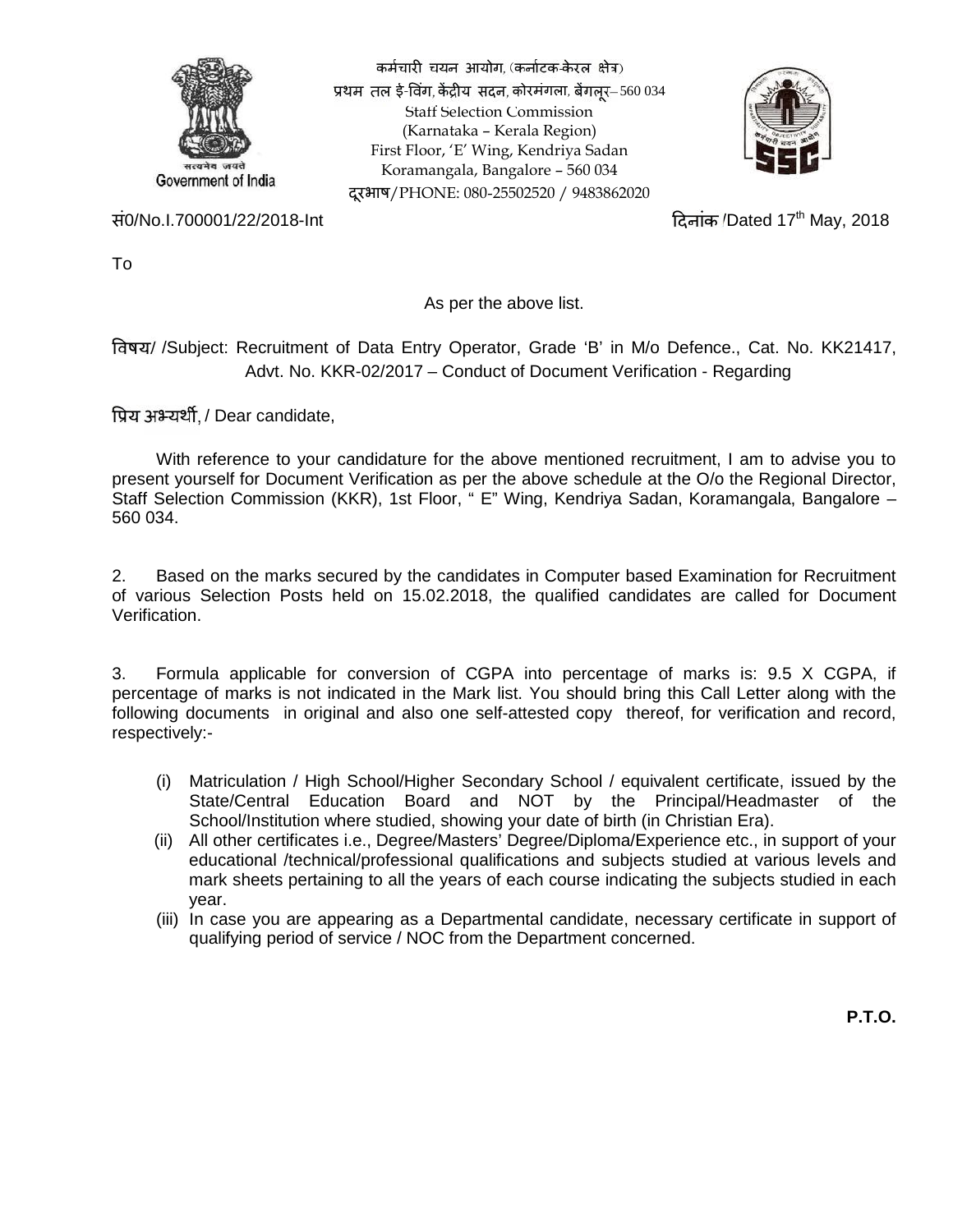कर्मचारी चयन आयोग, (कर्नाटक-केरल क्षेत्र)
प्रथम तल ई-विंग, केंद्रीय सदन, कोरमंगला, बेंगलूर– 560 034
Staff Selection Commission
(Karnataka – Kerala Region)
First Floor, 'E' Wing, Kendriya Sadan
Koramangala, Bangalore – 560 034
दूरभाष/PHONE: 080-25502520 / 9483862020

Government of India

सं0/No.I.700001/22/2018-Int

दिनांक /Dated 17th May, 2018

To

As per the above list.

विषय/ /Subject: Recruitment of Data Entry Operator, Grade 'B' in M/o Defence., Cat. No. KK21417, Advt. No. KKR-02/2017 – Conduct of Document Verification - Regarding

प्रिय अभ्यर्थी, / Dear candidate,

With reference to your candidature for the above mentioned recruitment, I am to advise you to present yourself for Document Verification as per the above schedule at the O/o the Regional Director, Staff Selection Commission (KKR), 1st Floor, " E" Wing, Kendriya Sadan, Koramangala, Bangalore – 560 034.

2. Based on the marks secured by the candidates in Computer based Examination for Recruitment of various Selection Posts held on 15.02.2018, the qualified candidates are called for Document Verification.

3. Formula applicable for conversion of CGPA into percentage of marks is: 9.5 X CGPA, if percentage of marks is not indicated in the Mark list. You should bring this Call Letter along with the following documents in original and also one self-attested copy thereof, for verification and record, respectively:-

(i) Matriculation / High School/Higher Secondary School / equivalent certificate, issued by the State/Central Education Board and NOT by the Principal/Headmaster of the School/Institution where studied, showing your date of birth (in Christian Era).

(ii) All other certificates i.e., Degree/Masters' Degree/Diploma/Experience etc., in support of your educational /technical/professional qualifications and subjects studied at various levels and mark sheets pertaining to all the years of each course indicating the subjects studied in each year.

(iii) In case you are appearing as a Departmental candidate, necessary certificate in support of qualifying period of service / NOC from the Department concerned.

**P.T.O.**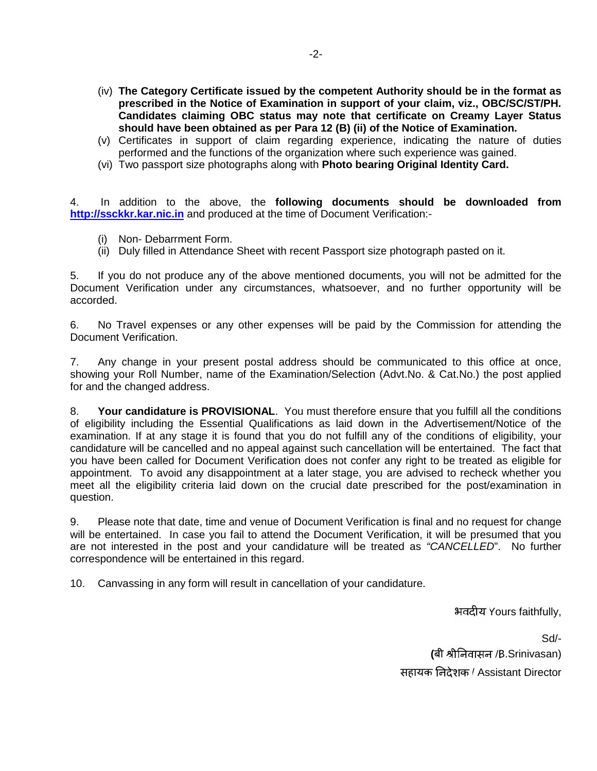(iv) **The Category Certificate issued by the competent Authority should be in the format as prescribed in the Notice of Examination in support of your claim, viz., OBC/SC/ST/PH. Candidates claiming OBC status may note that certificate on Creamy Layer Status should have been obtained as per Para 12 (B) (ii) of the Notice of Examination.**

(v) Certificates in support of claim regarding experience, indicating the nature of duties performed and the functions of the organization where such experience was gained.

(vi) Two passport size photographs along with **Photo bearing Original Identity Card.**

4. In addition to the above, the **following documents should be downloaded from [http://ssckkr.kar.nic.in](http://ssckkr.kar.nic.in)** and produced at the time of Document Verification:-

(i) Non- Debarrment Form.

(ii) Duly filled in Attendance Sheet with recent Passport size photograph pasted on it.

5. If you do not produce any of the above mentioned documents, you will not be admitted for the Document Verification under any circumstances, whatsoever, and no further opportunity will be accorded.

6. No Travel expenses or any other expenses will be paid by the Commission for attending the Document Verification.

7. Any change in your present postal address should be communicated to this office at once, showing your Roll Number, name of the Examination/Selection (Advt.No. & Cat.No.) the post applied for and the changed address.

8. **Your candidature is PROVISIONAL**. You must therefore ensure that you fulfill all the conditions of eligibility including the Essential Qualifications as laid down in the Advertisement/Notice of the examination. If at any stage it is found that you do not fulfill any of the conditions of eligibility, your candidature will be cancelled and no appeal against such cancellation will be entertained. The fact that you have been called for Document Verification does not confer any right to be treated as eligible for appointment. To avoid any disappointment at a later stage, you are advised to recheck whether you meet all the eligibility criteria laid down on the crucial date prescribed for the post/examination in question.

9. Please note that date, time and venue of Document Verification is final and no request for change will be entertained. In case you fail to attend the Document Verification, it will be presumed that you are not interested in the post and your candidature will be treated as *"CANCELLED*". No further correspondence will be entertained in this regard.

10. Canvassing in any form will result in cancellation of your candidature.

भवदीय Yours faithfully,

Sd/-

(बी श्रीनिवासन /B.Srinivasan)

सहायक निदेशक / Assistant Director